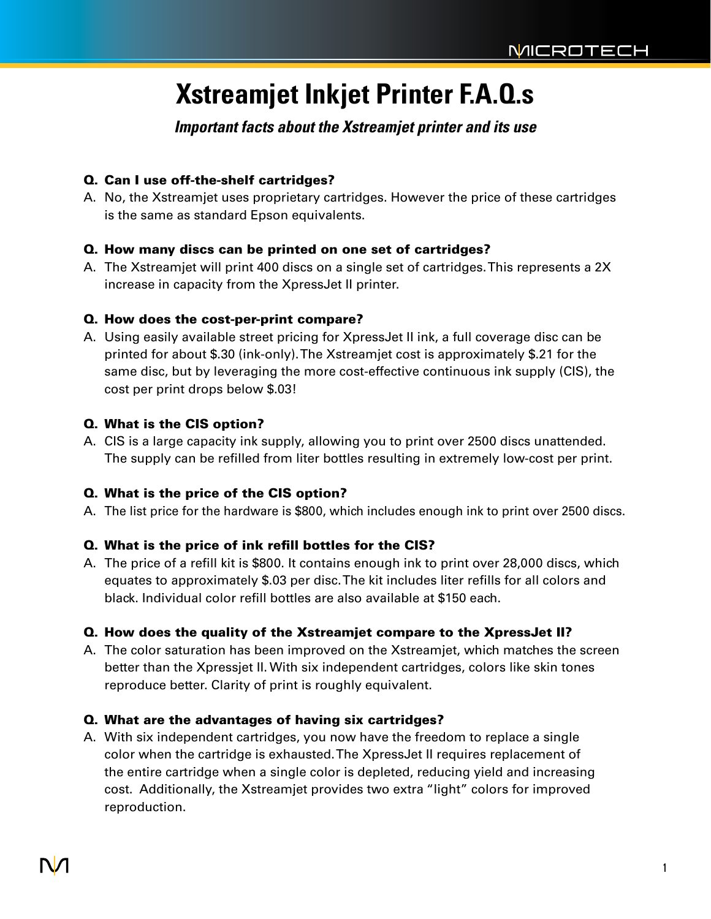# Xstreamjet Inkjet Printer F.A.Q.s

***Important facts about the Xstreamjet printer and its use***

**Q. Can I use off-the-shelf cartridges?**

A. No, the Xstreamjet uses proprietary cartridges. However the price of these cartridges is the same as standard Epson equivalents.

**Q. How many discs can be printed on one set of cartridges?**

A. The Xstreamjet will print 400 discs on a single set of cartridges. This represents a 2X increase in capacity from the XpressJet II printer.

**Q. How does the cost-per-print compare?**

A. Using easily available street pricing for XpressJet II ink, a full coverage disc can be printed for about $.30 (ink-only). The Xstreamjet cost is approximately $.21 for the same disc, but by leveraging the more cost-effective continuous ink supply (CIS), the cost per print drops below $.03!

**Q. What is the CIS option?**

A. CIS is a large capacity ink supply, allowing you to print over 2500 discs unattended. The supply can be refilled from liter bottles resulting in extremely low-cost per print.

**Q. What is the price of the CIS option?**

A. The list price for the hardware is $800, which includes enough ink to print over 2500 discs.

**Q. What is the price of ink refill bottles for the CIS?**

A. The price of a refill kit is $800. It contains enough ink to print over 28,000 discs, which equates to approximately $.03 per disc. The kit includes liter refills for all colors and black. Individual color refill bottles are also available at $150 each.

**Q. How does the quality of the Xstreamjet compare to the XpressJet II?**

A. The color saturation has been improved on the Xstreamjet, which matches the screen better than the Xpressjet II. With six independent cartridges, colors like skin tones reproduce better. Clarity of print is roughly equivalent.

**Q. What are the advantages of having six cartridges?**

A. With six independent cartridges, you now have the freedom to replace a single color when the cartridge is exhausted. The XpressJet II requires replacement of the entire cartridge when a single color is depleted, reducing yield and increasing cost. Additionally, the Xstreamjet provides two extra "light" colors for improved reproduction.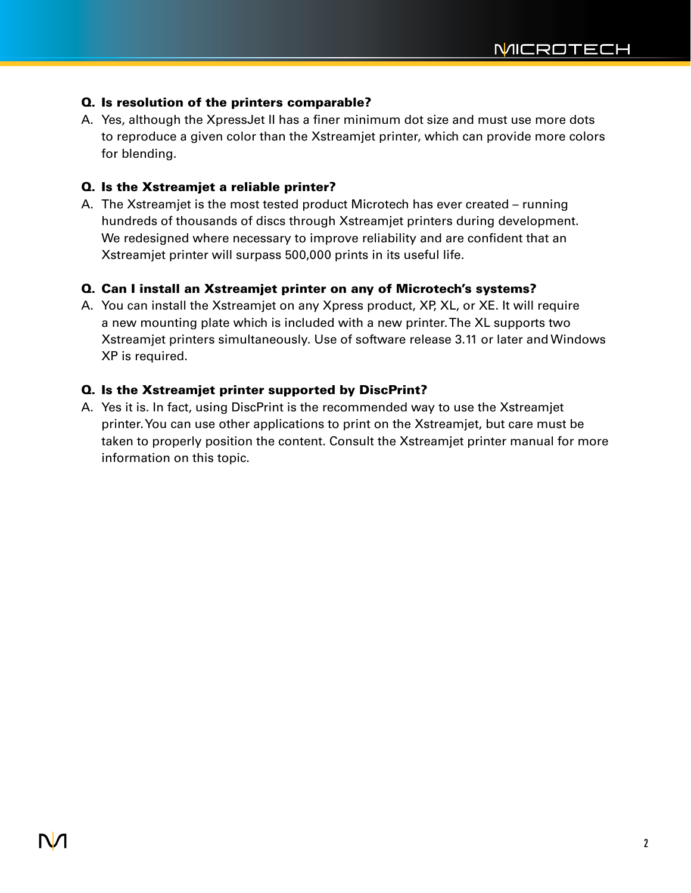**Q. Is resolution of the printers comparable?**

A. Yes, although the XpressJet II has a finer minimum dot size and must use more dots to reproduce a given color than the Xstreamjet printer, which can provide more colors for blending.

**Q. Is the Xstreamjet a reliable printer?**

A. The Xstreamjet is the most tested product Microtech has ever created – running hundreds of thousands of discs through Xstreamjet printers during development. We redesigned where necessary to improve reliability and are confident that an Xstreamjet printer will surpass 500,000 prints in its useful life.

**Q. Can I install an Xstreamjet printer on any of Microtech's systems?**

A. You can install the Xstreamjet on any Xpress product, XP, XL, or XE. It will require a new mounting plate which is included with a new printer. The XL supports two Xstreamjet printers simultaneously. Use of software release 3.11 or later and Windows XP is required.

**Q. Is the Xstreamjet printer supported by DiscPrint?**

A. Yes it is. In fact, using DiscPrint is the recommended way to use the Xstreamjet printer. You can use other applications to print on the Xstreamjet, but care must be taken to properly position the content. Consult the Xstreamjet printer manual for more information on this topic.